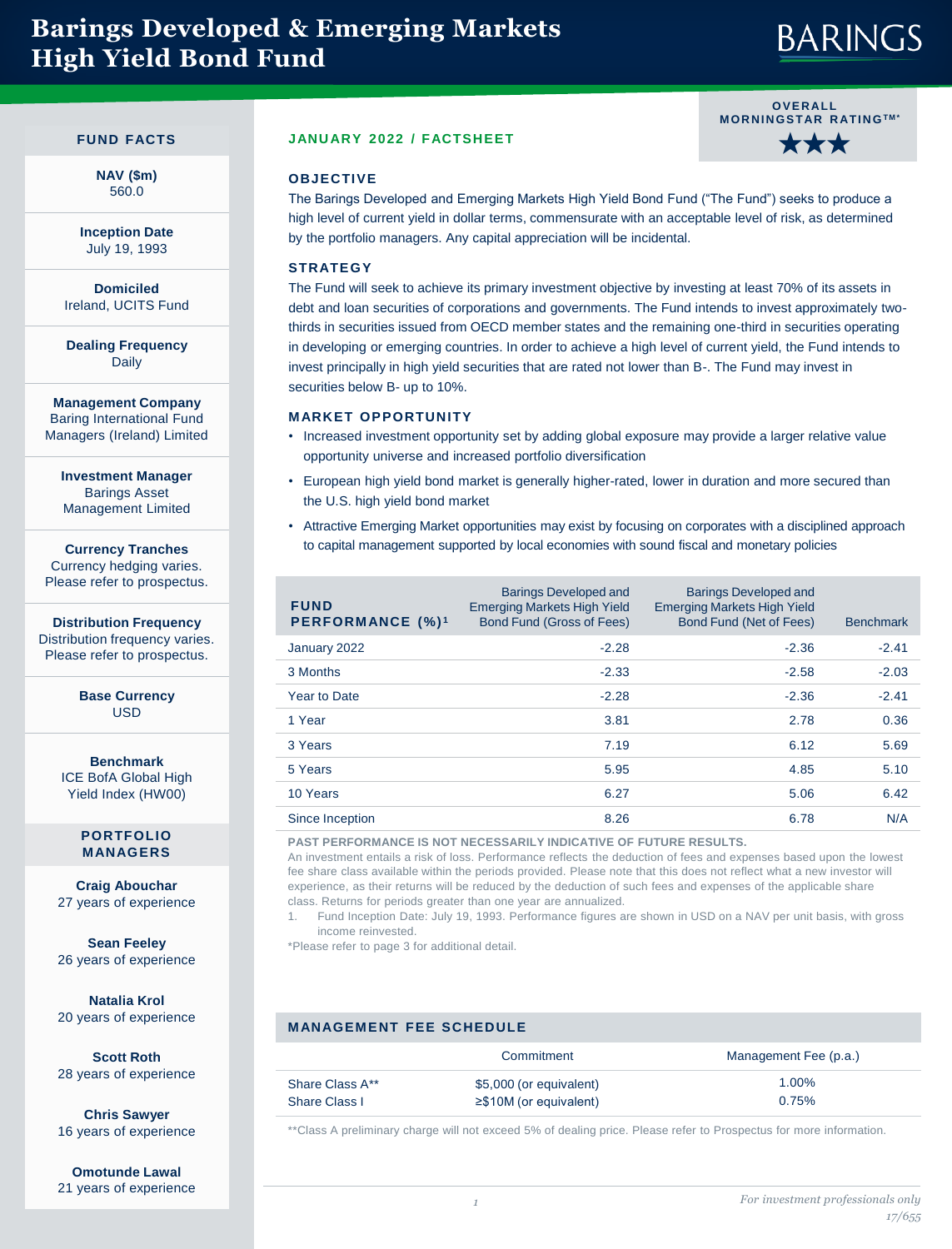# Barings Developed & Emerging Markets High Yield Bond Fund

**JANUARY 2022 / FACTSHEET**

**OVERALL MORNINGSTAR RATING™*** ★★★

## FUND FACTS

**NAV ($m)**
560.0

**Inception Date**
July 19, 1993

**Domiciled**
Ireland, UCITS Fund

**Dealing Frequency**
Daily

**Management Company**
Baring International Fund Managers (Ireland) Limited

**Investment Manager**
Barings Asset Management Limited

**Currency Tranches**
Currency hedging varies. Please refer to prospectus.

**Distribution Frequency**
Distribution frequency varies. Please refer to prospectus.

**Base Currency**
USD

**Benchmark**
ICE BofA Global High Yield Index (HW00)

## PORTFOLIO MANAGERS

**Craig Abouchar**
27 years of experience

**Sean Feeley**
26 years of experience

**Natalia Krol**
20 years of experience

**Scott Roth**
28 years of experience

**Chris Sawyer**
16 years of experience

**Omotunde Lawal**
21 years of experience

## OBJECTIVE

The Barings Developed and Emerging Markets High Yield Bond Fund ("The Fund") seeks to produce a high level of current yield in dollar terms, commensurate with an acceptable level of risk, as determined by the portfolio managers. Any capital appreciation will be incidental.

## STRATEGY

The Fund will seek to achieve its primary investment objective by investing at least 70% of its assets in debt and loan securities of corporations and governments. The Fund intends to invest approximately two-thirds in securities issued from OECD member states and the remaining one-third in securities operating in developing or emerging countries. In order to achieve a high level of current yield, the Fund intends to invest principally in high yield securities that are rated not lower than B-. The Fund may invest in securities below B- up to 10%.

## MARKET OPPORTUNITY

- Increased investment opportunity set by adding global exposure may provide a larger relative value opportunity universe and increased portfolio diversification
- European high yield bond market is generally higher-rated, lower in duration and more secured than the U.S. high yield bond market
- Attractive Emerging Market opportunities may exist by focusing on corporates with a disciplined approach to capital management supported by local economies with sound fiscal and monetary policies

| FUND PERFORMANCE (%)[1] | Barings Developed and Emerging Markets High Yield Bond Fund (Gross of Fees) | Barings Developed and Emerging Markets High Yield Bond Fund (Net of Fees) | Benchmark |
|---|---|---|---|
| January 2022 | -2.28 | -2.36 | -2.41 |
| 3 Months | -2.33 | -2.58 | -2.03 |
| Year to Date | -2.28 | -2.36 | -2.41 |
| 1 Year | 3.81 | 2.78 | 0.36 |
| 3 Years | 7.19 | 6.12 | 5.69 |
| 5 Years | 5.95 | 4.85 | 5.10 |
| 10 Years | 6.27 | 5.06 | 6.42 |
| Since Inception | 8.26 | 6.78 | N/A |

**PAST PERFORMANCE IS NOT NECESSARILY INDICATIVE OF FUTURE RESULTS.**

An investment entails a risk of loss. Performance reflects the deduction of fees and expenses based upon the lowest fee share class available within the periods provided. Please note that this does not reflect what a new investor will experience, as their returns will be reduced by the deduction of such fees and expenses of the applicable share class. Returns for periods greater than one year are annualized.

1. Fund Inception Date: July 19, 1993. Performance figures are shown in USD on a NAV per unit basis, with gross income reinvested.

*Please refer to page 3 for additional detail.

## MANAGEMENT FEE SCHEDULE

| | Commitment | Management Fee (p.a.) |
|---|---|---|
| Share Class A** | $5,000 (or equivalent) | 1.00% |
| Share Class I | ≥$10M (or equivalent) | 0.75% |

**Class A preliminary charge will not exceed 5% of dealing price. Please refer to Prospectus for more information.

*For investment professionals only*

*17/655*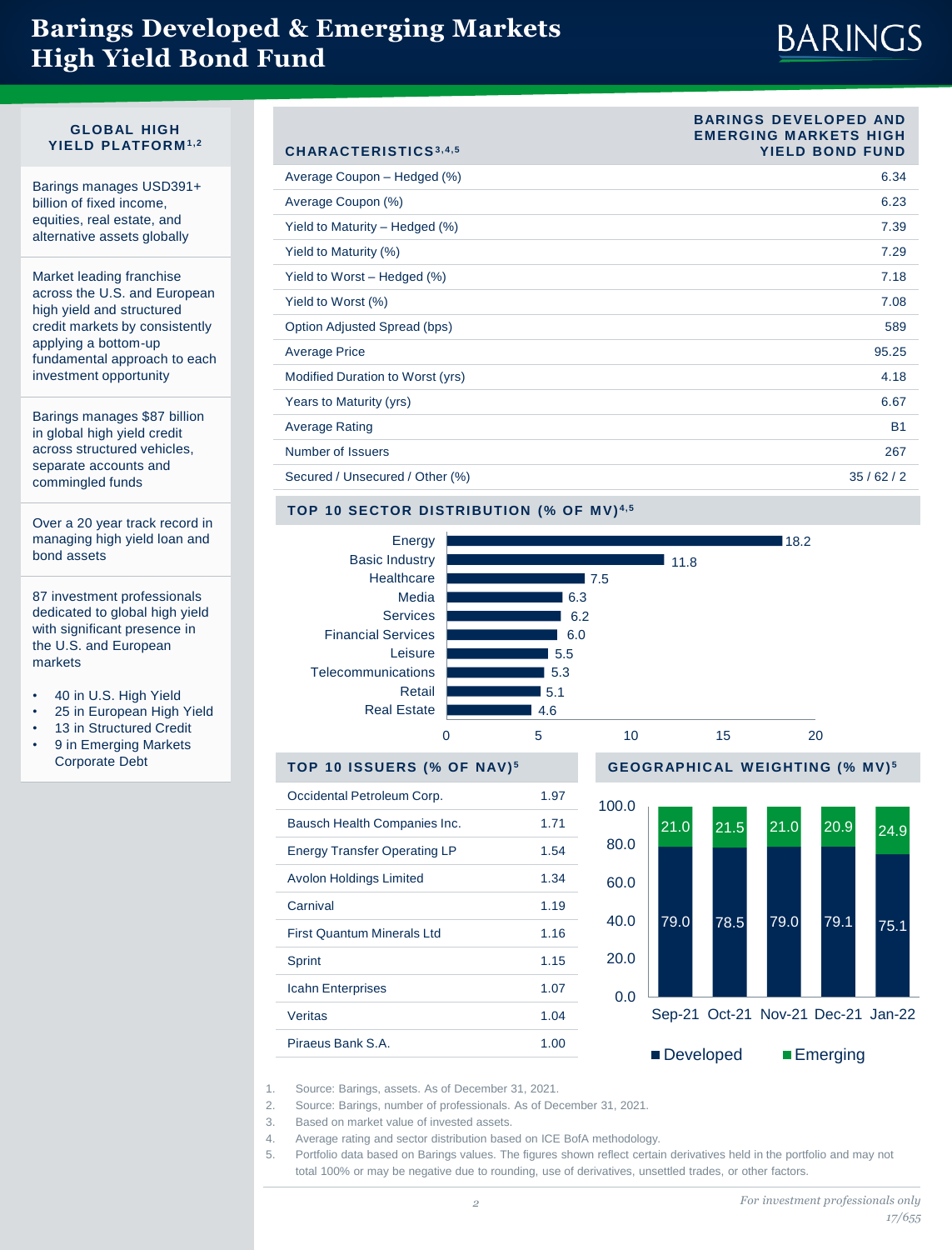# Barings Developed & Emerging Markets High Yield Bond Fund

## GLOBAL HIGH YIELD PLATFORM[1,2]

Barings manages USD391+ billion of fixed income, equities, real estate, and alternative assets globally

Market leading franchise across the U.S. and European high yield and structured credit markets by consistently applying a bottom-up fundamental approach to each investment opportunity

Barings manages $87 billion in global high yield credit across structured vehicles, separate accounts and commingled funds

Over a 20 year track record in managing high yield loan and bond assets

87 investment professionals dedicated to global high yield with significant presence in the U.S. and European markets

- 40 in U.S. High Yield
- 25 in European High Yield
- 13 in Structured Credit
- 9 in Emerging Markets Corporate Debt

| CHARACTERISTICS[3,4,5] | BARINGS DEVELOPED AND EMERGING MARKETS HIGH YIELD BOND FUND |
|---|---|
| Average Coupon – Hedged (%) | 6.34 |
| Average Coupon (%) | 6.23 |
| Yield to Maturity – Hedged (%) | 7.39 |
| Yield to Maturity (%) | 7.29 |
| Yield to Worst – Hedged (%) | 7.18 |
| Yield to Worst (%) | 7.08 |
| Option Adjusted Spread (bps) | 589 |
| Average Price | 95.25 |
| Modified Duration to Worst (yrs) | 4.18 |
| Years to Maturity (yrs) | 6.67 |
| Average Rating | B1 |
| Number of Issuers | 267 |
| Secured / Unsecured / Other (%) | 35 / 62 / 2 |

## TOP 10 SECTOR DISTRIBUTION (% OF MV)[4,5]

| Sector | % of MV |
|---|---|
| Energy | 18.2 |
| Basic Industry | 11.8 |
| Healthcare | 7.5 |
| Media | 6.3 |
| Services | 6.2 |
| Financial Services | 6.0 |
| Leisure | 5.5 |
| Telecommunications | 5.3 |
| Retail | 5.1 |
| Real Estate | 4.6 |

## TOP 10 ISSUERS (% OF NAV)[5]

| Issuer | % of NAV |
|---|---|
| Occidental Petroleum Corp. | 1.97 |
| Bausch Health Companies Inc. | 1.71 |
| Energy Transfer Operating LP | 1.54 |
| Avolon Holdings Limited | 1.34 |
| Carnival | 1.19 |
| First Quantum Minerals Ltd | 1.16 |
| Sprint | 1.15 |
| Icahn Enterprises | 1.07 |
| Veritas | 1.04 |
| Piraeus Bank S.A. | 1.00 |

## GEOGRAPHICAL WEIGHTING (% MV)[5]

| | Sep-21 | Oct-21 | Nov-21 | Dec-21 | Jan-22 |
|---|---|---|---|---|---|
| Developed | 79.0 | 78.5 | 79.0 | 79.1 | 75.1 |
| Emerging | 21.0 | 21.5 | 21.0 | 20.9 | 24.9 |

1. Source: Barings, assets. As of December 31, 2021.
2. Source: Barings, number of professionals. As of December 31, 2021.
3. Based on market value of invested assets.
4. Average rating and sector distribution based on ICE BofA methodology.
5. Portfolio data based on Barings values. The figures shown reflect certain derivatives held in the portfolio and may not total 100% or may be negative due to rounding, use of derivatives, unsettled trades, or other factors.

*For investment professionals only*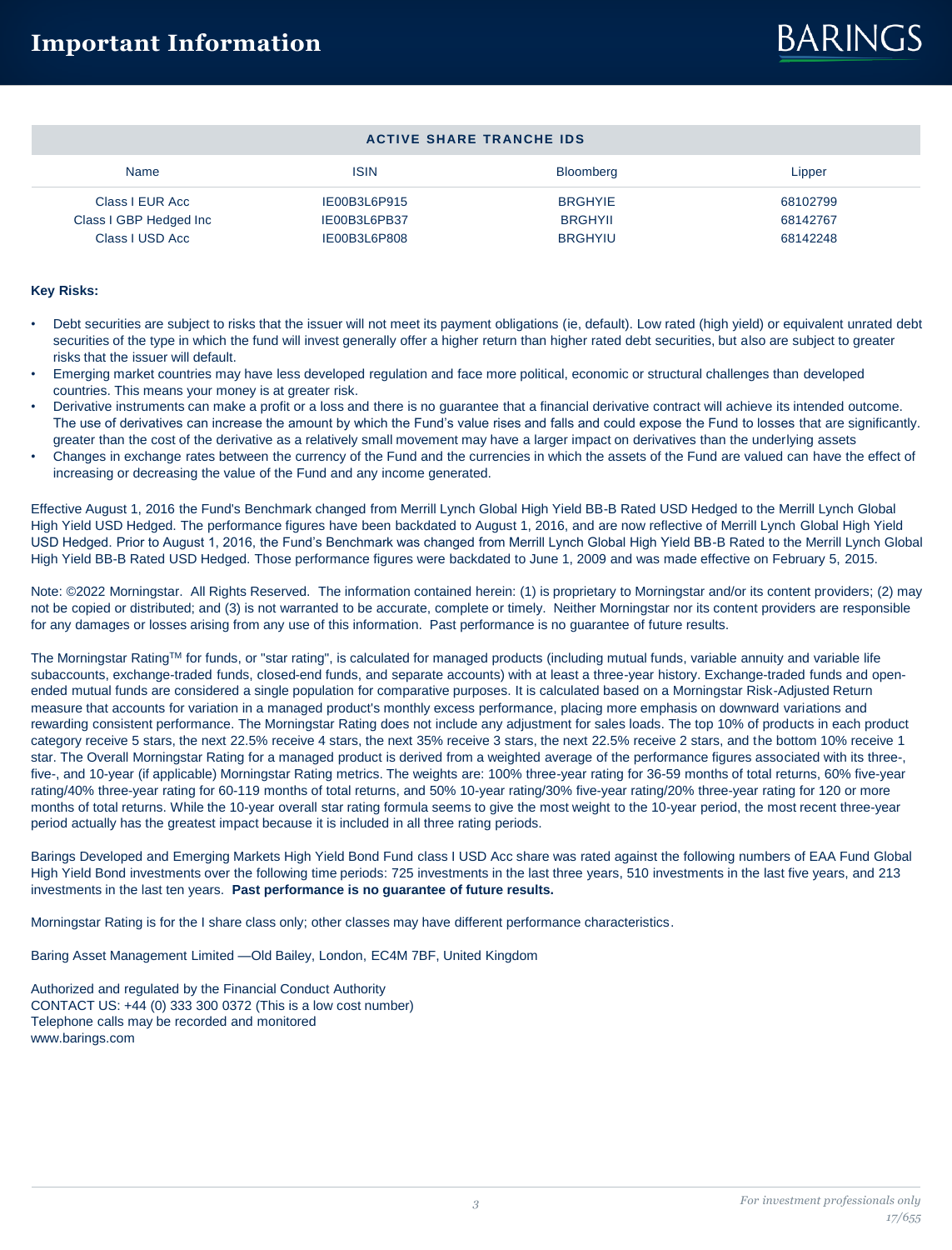# Important Information

| ACTIVE SHARE TRANCHE IDS | | | |
|---|---|---|---|
| Name | ISIN | Bloomberg | Lipper |
| Class I EUR Acc | IE00B3L6P915 | BRGHYIE | 68102799 |
| Class I GBP Hedged Inc | IE00B3L6PB37 | BRGHYII | 68142767 |
| Class I USD Acc | IE00B3L6P808 | BRGHYIU | 68142248 |

**Key Risks:**

- Debt securities are subject to risks that the issuer will not meet its payment obligations (ie, default). Low rated (high yield) or equivalent unrated debt securities of the type in which the fund will invest generally offer a higher return than higher rated debt securities, but also are subject to greater risks that the issuer will default.
- Emerging market countries may have less developed regulation and face more political, economic or structural challenges than developed countries. This means your money is at greater risk.
- Derivative instruments can make a profit or a loss and there is no guarantee that a financial derivative contract will achieve its intended outcome. The use of derivatives can increase the amount by which the Fund's value rises and falls and could expose the Fund to losses that are significantly. greater than the cost of the derivative as a relatively small movement may have a larger impact on derivatives than the underlying assets
- Changes in exchange rates between the currency of the Fund and the currencies in which the assets of the Fund are valued can have the effect of increasing or decreasing the value of the Fund and any income generated.

Effective August 1, 2016 the Fund's Benchmark changed from Merrill Lynch Global High Yield BB-B Rated USD Hedged to the Merrill Lynch Global High Yield USD Hedged. The performance figures have been backdated to August 1, 2016, and are now reflective of Merrill Lynch Global High Yield USD Hedged. Prior to August 1, 2016, the Fund's Benchmark was changed from Merrill Lynch Global High Yield BB-B Rated to the Merrill Lynch Global High Yield BB-B Rated USD Hedged. Those performance figures were backdated to June 1, 2009 and was made effective on February 5, 2015.

Note: ©2022 Morningstar. All Rights Reserved. The information contained herein: (1) is proprietary to Morningstar and/or its content providers; (2) may not be copied or distributed; and (3) is not warranted to be accurate, complete or timely. Neither Morningstar nor its content providers are responsible for any damages or losses arising from any use of this information. Past performance is no guarantee of future results.

The Morningstar Rating™ for funds, or "star rating", is calculated for managed products (including mutual funds, variable annuity and variable life subaccounts, exchange-traded funds, closed-end funds, and separate accounts) with at least a three-year history. Exchange-traded funds and open-ended mutual funds are considered a single population for comparative purposes. It is calculated based on a Morningstar Risk-Adjusted Return measure that accounts for variation in a managed product's monthly excess performance, placing more emphasis on downward variations and rewarding consistent performance. The Morningstar Rating does not include any adjustment for sales loads. The top 10% of products in each product category receive 5 stars, the next 22.5% receive 4 stars, the next 35% receive 3 stars, the next 22.5% receive 2 stars, and the bottom 10% receive 1 star. The Overall Morningstar Rating for a managed product is derived from a weighted average of the performance figures associated with its three-, five-, and 10-year (if applicable) Morningstar Rating metrics. The weights are: 100% three-year rating for 36-59 months of total returns, 60% five-year rating/40% three-year rating for 60-119 months of total returns, and 50% 10-year rating/30% five-year rating/20% three-year rating for 120 or more months of total returns. While the 10-year overall star rating formula seems to give the most weight to the 10-year period, the most recent three-year period actually has the greatest impact because it is included in all three rating periods.

Barings Developed and Emerging Markets High Yield Bond Fund class I USD Acc share was rated against the following numbers of EAA Fund Global High Yield Bond investments over the following time periods: 725 investments in the last three years, 510 investments in the last five years, and 213 investments in the last ten years. **Past performance is no guarantee of future results.**

Morningstar Rating is for the I share class only; other classes may have different performance characteristics.

Baring Asset Management Limited —Old Bailey, London, EC4M 7BF, United Kingdom

Authorized and regulated by the Financial Conduct Authority
CONTACT US: +44 (0) 333 300 0372 (This is a low cost number)
Telephone calls may be recorded and monitored
www.barings.com

*For investment professionals only*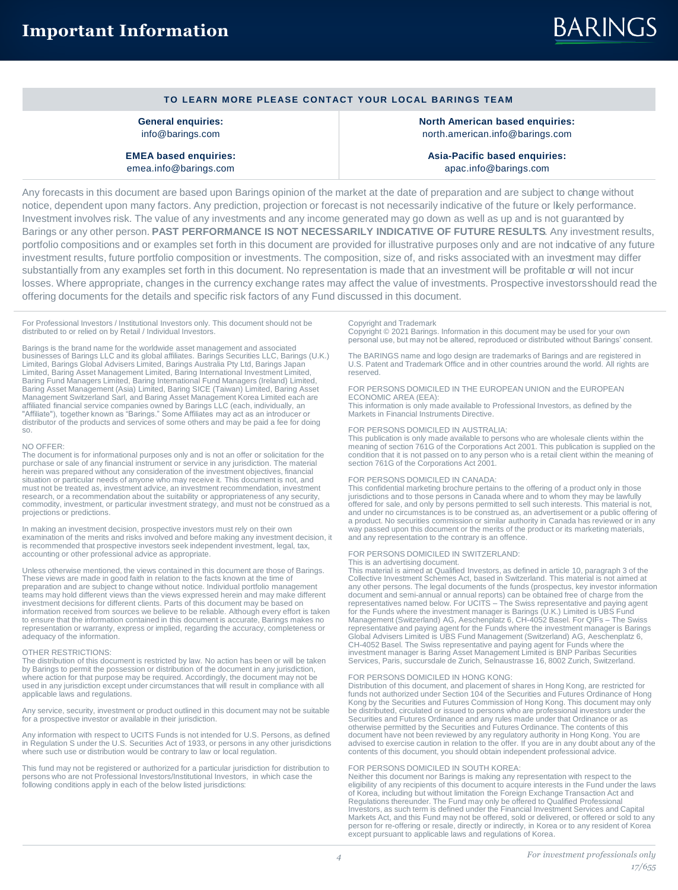# Important Information

**TO LEARN MORE PLEASE CONTACT YOUR LOCAL BARINGS TEAM**

| | |
|---|---|
| **General enquiries:** info@barings.com | **North American based enquiries:** north.american.info@barings.com |
| **EMEA based enquiries:** emea.info@barings.com | **Asia-Pacific based enquiries:** apac.info@barings.com |

Any forecasts in this document are based upon Barings opinion of the market at the date of preparation and are subject to change without notice, dependent upon many factors. Any prediction, projection or forecast is not necessarily indicative of the future or likely performance. Investment involves risk. The value of any investments and any income generated may go down as well as up and is not guaranteed by Barings or any other person. **PAST PERFORMANCE IS NOT NECESSARILY INDICATIVE OF FUTURE RESULTS**. Any investment results, portfolio compositions and or examples set forth in this document are provided for illustrative purposes only and are not indicative of any future investment results, future portfolio composition or investments. The composition, size of, and risks associated with an investment may differ substantially from any examples set forth in this document. No representation is made that an investment will be profitable or will not incur losses. Where appropriate, changes in the currency exchange rates may affect the value of investments. Prospective investors should read the offering documents for the details and specific risk factors of any Fund discussed in this document.

For Professional Investors / Institutional Investors only. This document should not be distributed to or relied on by Retail / Individual Investors.

Barings is the brand name for the worldwide asset management and associated businesses of Barings LLC and its global affiliates. Barings Securities LLC, Barings (U.K.) Limited, Barings Global Advisers Limited, Barings Australia Pty Ltd, Barings Japan Limited, Baring Asset Management Limited, Baring International Investment Limited, Baring Fund Managers Limited, Baring International Fund Managers (Ireland) Limited, Baring Asset Management (Asia) Limited, Baring SICE (Taiwan) Limited, Baring Asset Management Switzerland Sarl, and Baring Asset Management Korea Limited each are affiliated financial service companies owned by Barings LLC (each, individually, an "Affiliate"), together known as "Barings." Some Affiliates may act as an introducer or distributor of the products and services of some others and may be paid a fee for doing so.

NO OFFER:
The document is for informational purposes only and is not an offer or solicitation for the purchase or sale of any financial instrument or service in any jurisdiction. The material herein was prepared without any consideration of the investment objectives, financial situation or particular needs of anyone who may receive it. This document is not, and must not be treated as, investment advice, an investment recommendation, investment research, or a recommendation about the suitability or appropriateness of any security, commodity, investment, or particular investment strategy, and must not be construed as a projections or predictions.

In making an investment decision, prospective investors must rely on their own examination of the merits and risks involved and before making any investment decision, it is recommended that prospective investors seek independent investment, legal, tax, accounting or other professional advice as appropriate.

Unless otherwise mentioned, the views contained in this document are those of Barings. These views are made in good faith in relation to the facts known at the time of preparation and are subject to change without notice. Individual portfolio management teams may hold different views than the views expressed herein and may make different investment decisions for different clients. Parts of this document may be based on information received from sources we believe to be reliable. Although every effort is taken to ensure that the information contained in this document is accurate, Barings makes no representation or warranty, express or implied, regarding the accuracy, completeness or adequacy of the information.

OTHER RESTRICTIONS:
The distribution of this document is restricted by law. No action has been or will be taken by Barings to permit the possession or distribution of the document in any jurisdiction, where action for that purpose may be required. Accordingly, the document may not be used in any jurisdiction except under circumstances that will result in compliance with all applicable laws and regulations.

Any service, security, investment or product outlined in this document may not be suitable for a prospective investor or available in their jurisdiction.

Any information with respect to UCITS Funds is not intended for U.S. Persons, as defined in Regulation S under the U.S. Securities Act of 1933, or persons in any other jurisdictions where such use or distribution would be contrary to law or local regulation.

This fund may not be registered or authorized for a particular jurisdiction for distribution to persons who are not Professional Investors/Institutional Investors, in which case the following conditions apply in each of the below listed jurisdictions:

Copyright and Trademark
Copyright © 2021 Barings. Information in this document may be used for your own personal use, but may not be altered, reproduced or distributed without Barings' consent.

The BARINGS name and logo design are trademarks of Barings and are registered in U.S. Patent and Trademark Office and in other countries around the world. All rights are reserved.

FOR PERSONS DOMICILED IN THE EUROPEAN UNION and the EUROPEAN ECONOMIC AREA (EEA):
This information is only made available to Professional Investors, as defined by the Markets in Financial Instruments Directive.

FOR PERSONS DOMICILED IN AUSTRALIA:
This publication is only made available to persons who are wholesale clients within the meaning of section 761G of the Corporations Act 2001. This publication is supplied on the condition that it is not passed on to any person who is a retail client within the meaning of section 761G of the Corporations Act 2001.

FOR PERSONS DOMICILED IN CANADA:
This confidential marketing brochure pertains to the offering of a product only in those jurisdictions and to those persons in Canada where and to whom they may be lawfully offered for sale, and only by persons permitted to sell such interests. This material is not, and under no circumstances is to be construed as, an advertisement or a public offering of a product. No securities commission or similar authority in Canada has reviewed or in any way passed upon this document or the merits of the product or its marketing materials, and any representation to the contrary is an offence.

FOR PERSONS DOMICILED IN SWITZERLAND:
This is an advertising document.
This material is aimed at Qualified Investors, as defined in article 10, paragraph 3 of the Collective Investment Schemes Act, based in Switzerland. This material is not aimed at any other persons. The legal documents of the funds (prospectus, key investor information document and semi-annual or annual reports) can be obtained free of charge from the representatives named below. For UCITS – The Swiss representative and paying agent for the Funds where the investment manager is Barings (U.K.) Limited is UBS Fund Management (Switzerland) AG, Aeschenplatz 6, CH-4052 Basel. For QIFs – The Swiss representative and paying agent for the Funds where the investment manager is Barings Global Advisers Limited is UBS Fund Management (Switzerland) AG, Aeschenplatz 6, CH-4052 Basel. The Swiss representative and paying agent for Funds where the investment manager is Baring Asset Management Limited is BNP Paribas Securities Services, Paris, succursdale de Zurich, Selnaustrasse 16, 8002 Zurich, Switzerland.

FOR PERSONS DOMICILED IN HONG KONG:
Distribution of this document, and placement of shares in Hong Kong, are restricted for funds not authorized under Section 104 of the Securities and Futures Ordinance of Hong Kong by the Securities and Futures Commission of Hong Kong. This document may only be distributed, circulated or issued to persons who are professional investors under the Securities and Futures Ordinance and any rules made under that Ordinance or as otherwise permitted by the Securities and Futures Ordinance. The contents of this document have not been reviewed by any regulatory authority in Hong Kong. You are advised to exercise caution in relation to the offer. If you are in any doubt about any of the contents of this document, you should obtain independent professional advice.

FOR PERSONS DOMICILED IN SOUTH KOREA:
Neither this document nor Barings is making any representation with respect to the eligibility of any recipients of this document to acquire interests in the Fund under the laws of Korea, including but without limitation the Foreign Exchange Transaction Act and Regulations thereunder. The Fund may only be offered to Qualified Professional Investors, as such term is defined under the Financial Investment Services and Capital Markets Act, and this Fund may not be offered, sold or delivered, or offered or sold to any person for re-offering or resale, directly or indirectly, in Korea or to any resident of Korea except pursuant to applicable laws and regulations of Korea.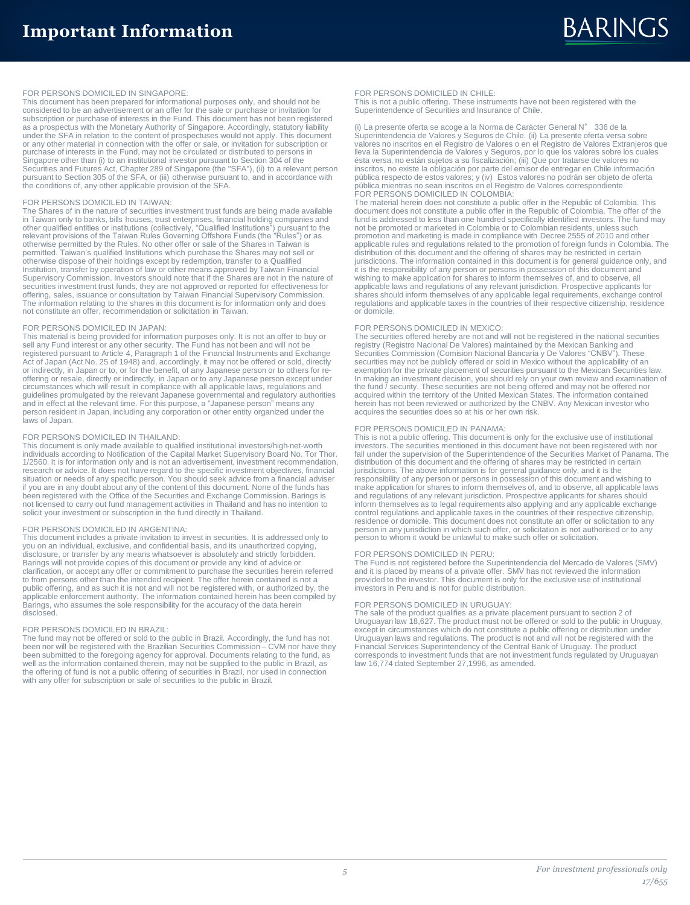# Important Information

FOR PERSONS DOMICILED IN SINGAPORE:
This document has been prepared for informational purposes only, and should not be considered to be an advertisement or an offer for the sale or purchase or invitation for subscription or purchase of interests in the Fund. This document has not been registered as a prospectus with the Monetary Authority of Singapore. Accordingly, statutory liability under the SFA in relation to the content of prospectuses would not apply. This document or any other material in connection with the offer or sale, or invitation for subscription or purchase of interests in the Fund, may not be circulated or distributed to persons in Singapore other than (i) to an institutional investor pursuant to Section 304 of the Securities and Futures Act, Chapter 289 of Singapore (the "SFA"), (ii) to a relevant person pursuant to Section 305 of the SFA, or (iii) otherwise pursuant to, and in accordance with the conditions of, any other applicable provision of the SFA.

FOR PERSONS DOMICILED IN TAIWAN:
The Shares of in the nature of securities investment trust funds are being made available in Taiwan only to banks, bills houses, trust enterprises, financial holding companies and other qualified entities or institutions (collectively, "Qualified Institutions") pursuant to the relevant provisions of the Taiwan Rules Governing Offshore Funds (the "Rules") or as otherwise permitted by the Rules. No other offer or sale of the Shares in Taiwan is permitted. Taiwan's qualified Institutions which purchase the Shares may not sell or otherwise dispose of their holdings except by redemption, transfer to a Qualified Institution, transfer by operation of law or other means approved by Taiwan Financial Supervisory Commission. Investors should note that if the Shares are not in the nature of securities investment trust funds, they are not approved or reported for effectiveness for offering, sales, issuance or consultation by Taiwan Financial Supervisory Commission. The information relating to the shares in this document is for information only and does not constitute an offer, recommendation or solicitation in Taiwan.

FOR PERSONS DOMICILED IN JAPAN:
This material is being provided for information purposes only. It is not an offer to buy or sell any Fund interest or any other security. The Fund has not been and will not be registered pursuant to Article 4, Paragraph 1 of the Financial Instruments and Exchange Act of Japan (Act No. 25 of 1948) and, accordingly, it may not be offered or sold, directly or indirectly, in Japan or to, or for the benefit, of any Japanese person or to others for re-offering or resale, directly or indirectly, in Japan or to any Japanese person except under circumstances which will result in compliance with all applicable laws, regulations and guidelines promulgated by the relevant Japanese governmental and regulatory authorities and in effect at the relevant time. For this purpose, a "Japanese person" means any person resident in Japan, including any corporation or other entity organized under the laws of Japan.

FOR PERSONS DOMICILED IN THAILAND:
This document is only made available to qualified institutional investors/high-net-worth individuals according to Notification of the Capital Market Supervisory Board No. Tor Thor. 1/2560. It is for information only and is not an advertisement, investment recommendation, research or advice. It does not have regard to the specific investment objectives, financial situation or needs of any specific person. You should seek advice from a financial adviser if you are in any doubt about any of the content of this document. None of the funds has been registered with the Office of the Securities and Exchange Commission. Barings is not licensed to carry out fund management activities in Thailand and has no intention to solicit your investment or subscription in the fund directly in Thailand.

FOR PERSONS DOMICILED IN ARGENTINA:
This document includes a private invitation to invest in securities. It is addressed only to you on an individual, exclusive, and confidential basis, and its unauthorized copying, disclosure, or transfer by any means whatsoever is absolutely and strictly forbidden. Barings will not provide copies of this document or provide any kind of advice or clarification, or accept any offer or commitment to purchase the securities herein referred to from persons other than the intended recipient. The offer herein contained is not a public offering, and as such it is not and will not be registered with, or authorized by, the applicable enforcement authority. The information contained herein has been compiled by Barings, who assumes the sole responsibility for the accuracy of the data herein disclosed.

FOR PERSONS DOMICILED IN BRAZIL:
The fund may not be offered or sold to the public in Brazil. Accordingly, the fund has not been nor will be registered with the Brazilian Securities Commission – CVM nor have they been submitted to the foregoing agency for approval. Documents relating to the fund, as well as the information contained therein, may not be supplied to the public in Brazil, as the offering of fund is not a public offering of securities in Brazil, nor used in connection with any offer for subscription or sale of securities to the public in Brazil.

FOR PERSONS DOMICILED IN CHILE:
This is not a public offering. These instruments have not been registered with the Superintendence of Securities and Insurance of Chile.

(i) La presente oferta se acoge a la Norma de Carácter General N° 336 de la Superintendencia de Valores y Seguros de Chile. (ii) La presente oferta versa sobre valores no inscritos en el Registro de Valores o en el Registro de Valores Extranjeros que lleva la Superintendencia de Valores y Seguros, por lo que los valores sobre los cuales ésta versa, no están sujetos a su fiscalización; (iii) Que por tratarse de valores no inscritos, no existe la obligación por parte del emisor de entregar en Chile información pública respecto de estos valores; y (iv) Estos valores no podrán ser objeto de oferta pública mientras no sean inscritos en el Registro de Valores correspondiente.

FOR PERSONS DOMICILED IN COLOMBIA:
The material herein does not constitute a public offer in the Republic of Colombia. This document does not constitute a public offer in the Republic of Colombia. The offer of the fund is addressed to less than one hundred specifically identified investors. The fund may not be promoted or marketed in Colombia or to Colombian residents, unless such promotion and marketing is made in compliance with Decree 2555 of 2010 and other applicable rules and regulations related to the promotion of foreign funds in Colombia. The distribution of this document and the offering of shares may be restricted in certain jurisdictions. The information contained in this document is for general guidance only, and it is the responsibility of any person or persons in possession of this document and wishing to make application for shares to inform themselves of, and to observe, all applicable laws and regulations of any relevant jurisdiction. Prospective applicants for shares should inform themselves of any applicable legal requirements, exchange control regulations and applicable taxes in the countries of their respective citizenship, residence or domicile.

FOR PERSONS DOMICILED IN MEXICO:
The securities offered hereby are not and will not be registered in the national securities registry (Registro Nacional De Valores) maintained by the Mexican Banking and Securities Commission (Comision Nacional Bancaria y De Valores "CNBV"). These securities may not be publicly offered or sold in Mexico without the applicability of an exemption for the private placement of securities pursuant to the Mexican Securities law. In making an investment decision, you should rely on your own review and examination of the fund / security. These securities are not being offered and may not be offered nor acquired within the territory of the United Mexican States. The information contained herein has not been reviewed or authorized by the CNBV. Any Mexican investor who acquires the securities does so at his or her own risk.

FOR PERSONS DOMICILED IN PANAMA:
This is not a public offering. This document is only for the exclusive use of institutional investors. The securities mentioned in this document have not been registered with nor fall under the supervision of the Superintendence of the Securities Market of Panama. The distribution of this document and the offering of shares may be restricted in certain jurisdictions. The above information is for general guidance only, and it is the responsibility of any person or persons in possession of this document and wishing to make application for shares to inform themselves of, and to observe, all applicable laws and regulations of any relevant jurisdiction. Prospective applicants for shares should inform themselves as to legal requirements also applying and any applicable exchange control regulations and applicable taxes in the countries of their respective citizenship, residence or domicile. This document does not constitute an offer or solicitation to any person in any jurisdiction in which such offer, or solicitation is not authorised or to any person to whom it would be unlawful to make such offer or solicitation.

FOR PERSONS DOMICILED IN PERU:
The Fund is not registered before the Superintendencia del Mercado de Valores (SMV) and it is placed by means of a private offer. SMV has not reviewed the information provided to the investor. This document is only for the exclusive use of institutional investors in Peru and is not for public distribution.

FOR PERSONS DOMICILED IN URUGUAY:
The sale of the product qualifies as a private placement pursuant to section 2 of Uruguayan law 18,627. The product must not be offered or sold to the public in Uruguay, except in circumstances which do not constitute a public offering or distribution under Uruguayan laws and regulations. The product is not and will not be registered with the Financial Services Superintendency of the Central Bank of Uruguay. The product corresponds to investment funds that are not investment funds regulated by Uruguayan law 16,774 dated September 27,1996, as amended.

*For investment professionals only*

17/655